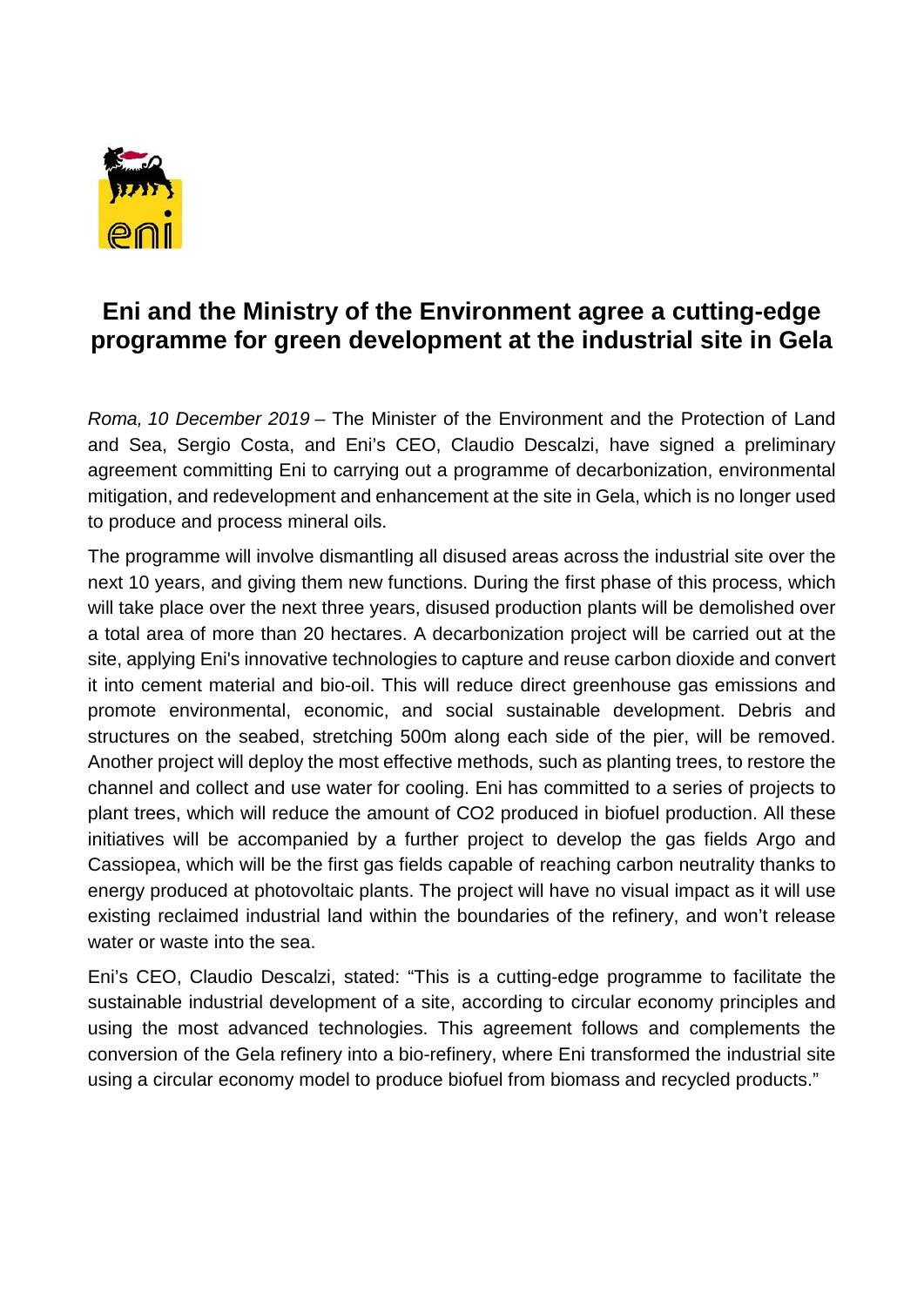# Eni and the Ministry of the Environment agree a cutting-edge programme for green development at the industrial site in Gela

*Roma, 10 December 2019* – The Minister of the Environment and the Protection of Land and Sea, Sergio Costa, and Eni's CEO, Claudio Descalzi, have signed a preliminary agreement committing Eni to carrying out a programme of decarbonization, environmental mitigation, and redevelopment and enhancement at the site in Gela, which is no longer used to produce and process mineral oils.

The programme will involve dismantling all disused areas across the industrial site over the next 10 years, and giving them new functions. During the first phase of this process, which will take place over the next three years, disused production plants will be demolished over a total area of more than 20 hectares. A decarbonization project will be carried out at the site, applying Eni's innovative technologies to capture and reuse carbon dioxide and convert it into cement material and bio-oil. This will reduce direct greenhouse gas emissions and promote environmental, economic, and social sustainable development. Debris and structures on the seabed, stretching 500m along each side of the pier, will be removed. Another project will deploy the most effective methods, such as planting trees, to restore the channel and collect and use water for cooling. Eni has committed to a series of projects to plant trees, which will reduce the amount of $CO_2$ produced in biofuel production. All these initiatives will be accompanied by a further project to develop the gas fields Argo and Cassiopea, which will be the first gas fields capable of reaching carbon neutrality thanks to energy produced at photovoltaic plants. The project will have no visual impact as it will use existing reclaimed industrial land within the boundaries of the refinery, and won't release water or waste into the sea.

Eni's CEO, Claudio Descalzi, stated: "This is a cutting-edge programme to facilitate the sustainable industrial development of a site, according to circular economy principles and using the most advanced technologies. This agreement follows and complements the conversion of the Gela refinery into a bio-refinery, where Eni transformed the industrial site using a circular economy model to produce biofuel from biomass and recycled products."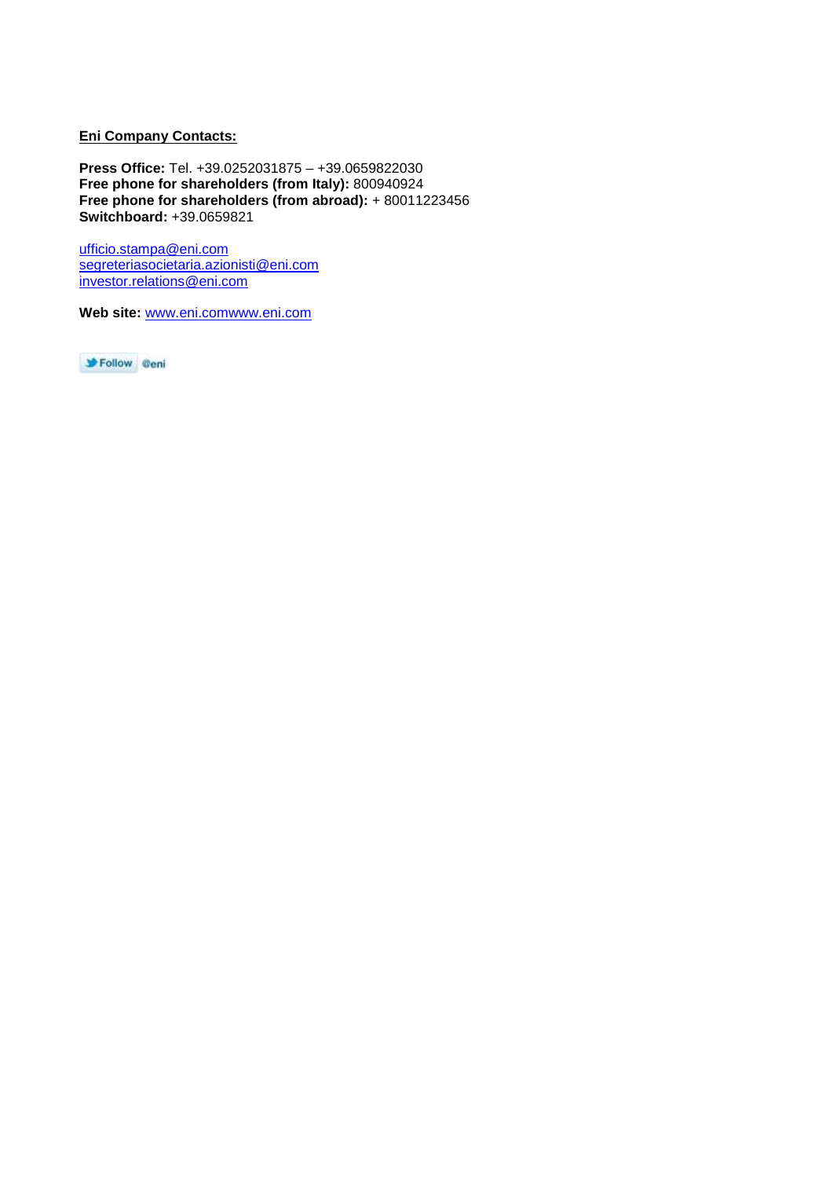**Eni Company Contacts:**

**Press Office:** Tel. +39.0252031875 – +39.0659822030
**Free phone for shareholders (from Italy):** 800940924
**Free phone for shareholders (from abroad):** + 80011223456
**Switchboard:** +39.0659821

ufficio.stampa@eni.com
segreteriasocietaria.azionisti@eni.com
investor.relations@eni.com

**Web site:** www.eni.comwww.eni.com

Follow @eni